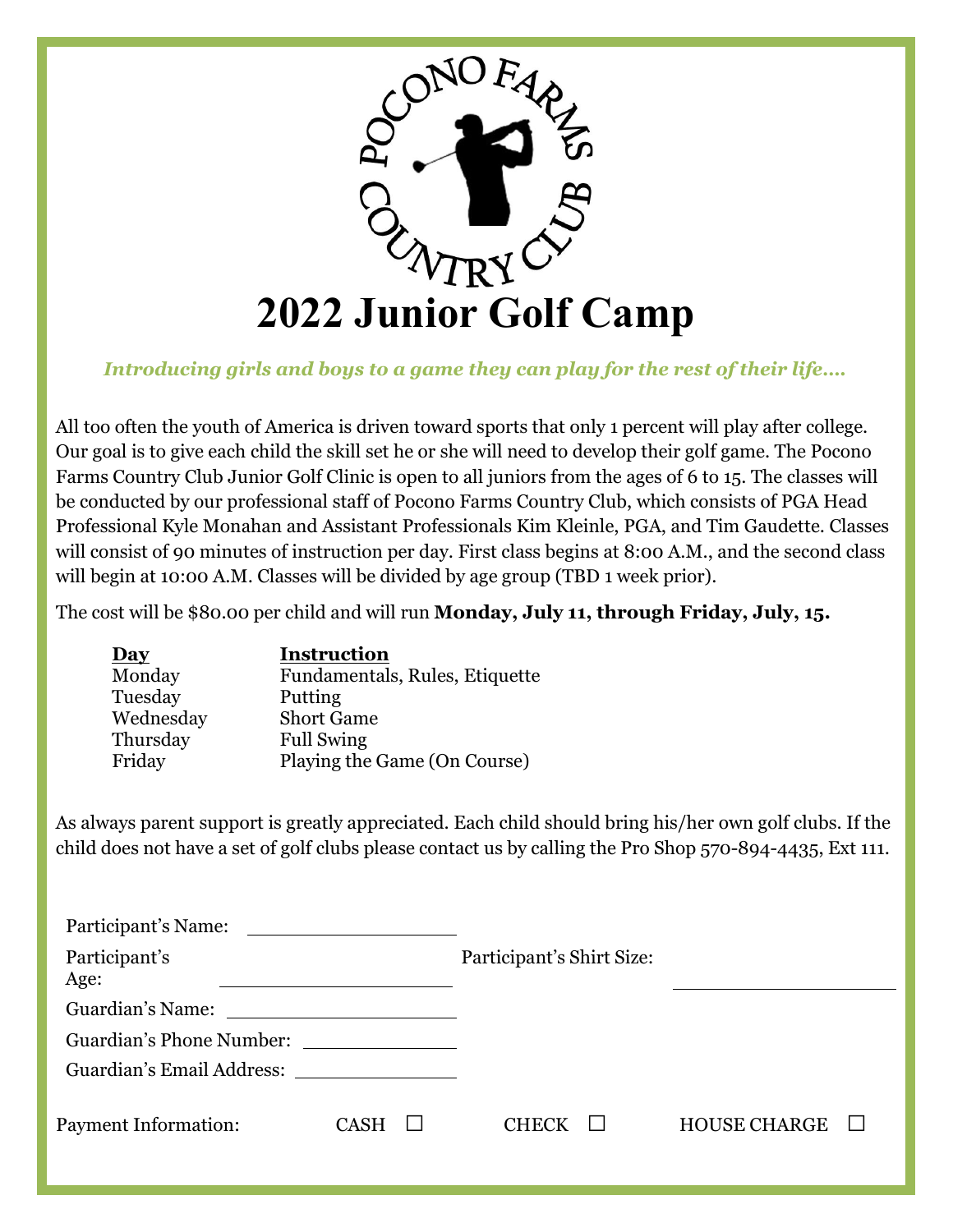POCONO FARMS COUNTRY CLUB

# 2022 Junior Golf Camp

***Introducing girls and boys to a game they can play for the rest of their life….***

All too often the youth of America is driven toward sports that only 1 percent will play after college. Our goal is to give each child the skill set he or she will need to develop their golf game. The Pocono Farms Country Club Junior Golf Clinic is open to all juniors from the ages of 6 to 15. The classes will be conducted by our professional staff of Pocono Farms Country Club, which consists of PGA Head Professional Kyle Monahan and Assistant Professionals Kim Kleinle, PGA, and Tim Gaudette. Classes will consist of 90 minutes of instruction per day. First class begins at 8:00 A.M., and the second class will begin at 10:00 A.M. Classes will be divided by age group (TBD 1 week prior).

The cost will be $80.00 per child and will run **Monday, July 11, through Friday, July, 15.**

| Day | Instruction |
|---|---|
| Monday | Fundamentals, Rules, Etiquette |
| Tuesday | Putting |
| Wednesday | Short Game |
| Thursday | Full Swing |
| Friday | Playing the Game (On Course) |

As always parent support is greatly appreciated. Each child should bring his/her own golf clubs. If the child does not have a set of golf clubs please contact us by calling the Pro Shop 570-894-4435, Ext 111.

Participant's Name: ____________________

Participant's Age: ____________________ Participant's Shirt Size: ____________________

Guardian's Name: ____________________

Guardian's Phone Number: ____________________

Guardian's Email Address: ____________________

Payment Information: CASH ☐ CHECK ☐ HOUSE CHARGE ☐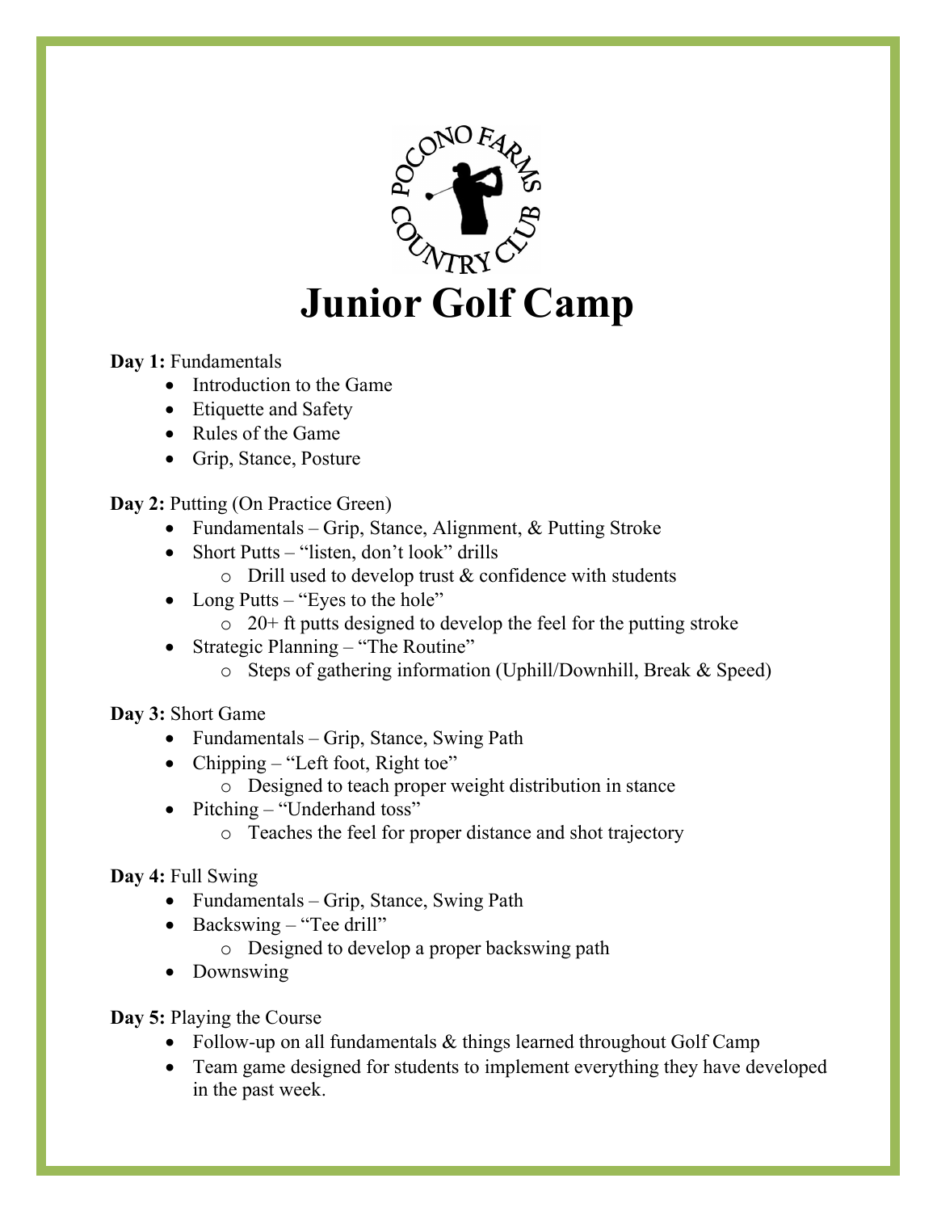POCONO FARMS COUNTRY CLUB

# Junior Golf Camp

**Day 1:** Fundamentals

- Introduction to the Game
- Etiquette and Safety
- Rules of the Game
- Grip, Stance, Posture

**Day 2:** Putting (On Practice Green)

- Fundamentals – Grip, Stance, Alignment, & Putting Stroke
- Short Putts – "listen, don't look" drills
  - Drill used to develop trust & confidence with students
- Long Putts – "Eyes to the hole"
  - 20+ ft putts designed to develop the feel for the putting stroke
- Strategic Planning – "The Routine"
  - Steps of gathering information (Uphill/Downhill, Break & Speed)

**Day 3:** Short Game

- Fundamentals – Grip, Stance, Swing Path
- Chipping – "Left foot, Right toe"
  - Designed to teach proper weight distribution in stance
- Pitching – "Underhand toss"
  - Teaches the feel for proper distance and shot trajectory

**Day 4:** Full Swing

- Fundamentals – Grip, Stance, Swing Path
- Backswing – "Tee drill"
  - Designed to develop a proper backswing path
- Downswing

**Day 5:** Playing the Course

- Follow-up on all fundamentals & things learned throughout Golf Camp
- Team game designed for students to implement everything they have developed in the past week.